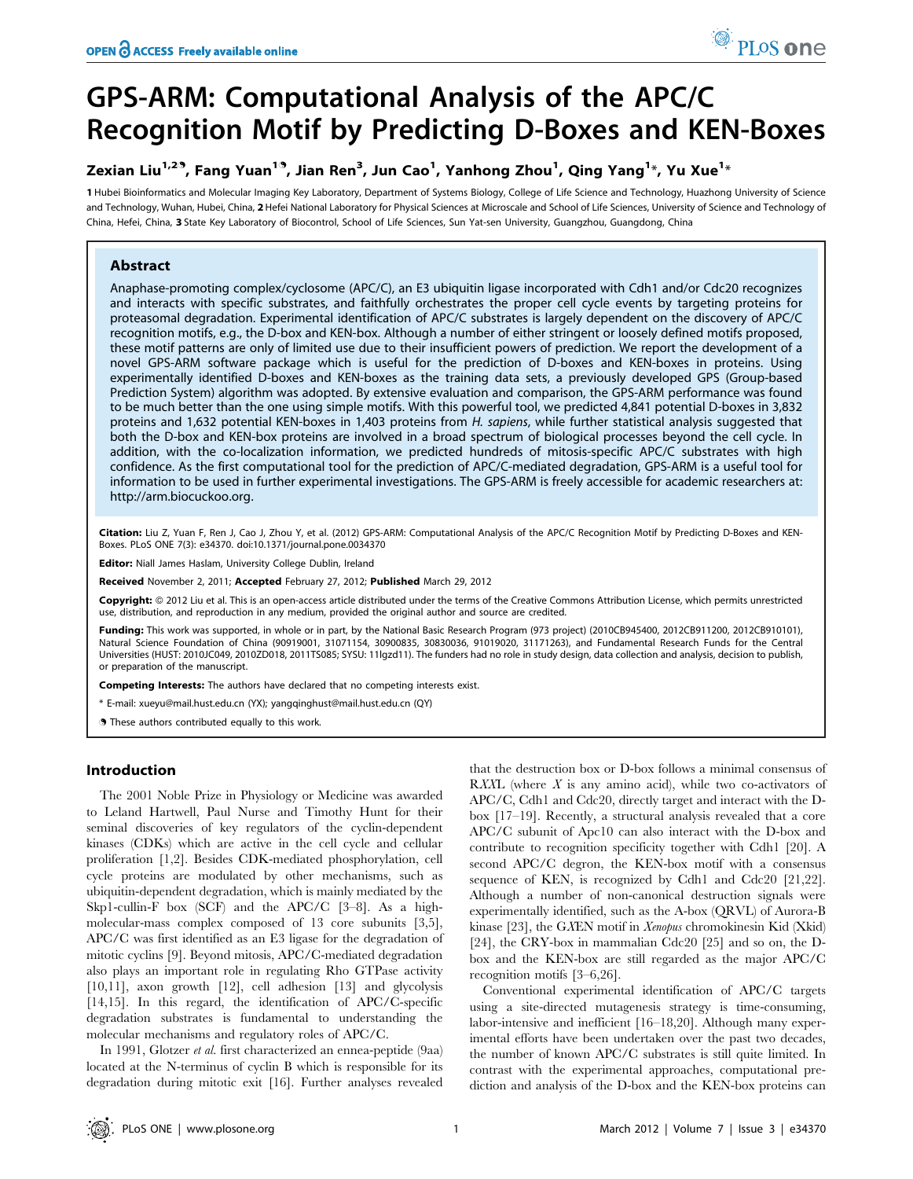# GPS-ARM: Computational Analysis of the APC/C Recognition Motif by Predicting D-Boxes and KEN-Boxes

**Zexian Liu[1,2¶], Fang Yuan[1¶], Jian Ren[3], Jun Cao[1], Yanhong Zhou[1], Qing Yang[1]*, Yu Xue[1]***

1 Hubei Bioinformatics and Molecular Imaging Key Laboratory, Department of Systems Biology, College of Life Science and Technology, Huazhong University of Science and Technology, Wuhan, Hubei, China, 2 Hefei National Laboratory for Physical Sciences at Microscale and School of Life Sciences, University of Science and Technology of China, Hefei, China, 3 State Key Laboratory of Biocontrol, School of Life Sciences, Sun Yat-sen University, Guangzhou, Guangdong, China

## Abstract

Anaphase-promoting complex/cyclosome (APC/C), an E3 ubiquitin ligase incorporated with Cdh1 and/or Cdc20 recognizes and interacts with specific substrates, and faithfully orchestrates the proper cell cycle events by targeting proteins for proteasomal degradation. Experimental identification of APC/C substrates is largely dependent on the discovery of APC/C recognition motifs, e.g., the D-box and KEN-box. Although a number of either stringent or loosely defined motifs proposed, these motif patterns are only of limited use due to their insufficient powers of prediction. We report the development of a novel GPS-ARM software package which is useful for the prediction of D-boxes and KEN-boxes in proteins. Using experimentally identified D-boxes and KEN-boxes as the training data sets, a previously developed GPS (Group-based Prediction System) algorithm was adopted. By extensive evaluation and comparison, the GPS-ARM performance was found to be much better than the one using simple motifs. With this powerful tool, we predicted 4,841 potential D-boxes in 3,832 proteins and 1,632 potential KEN-boxes in 1,403 proteins from *H. sapiens*, while further statistical analysis suggested that both the D-box and KEN-box proteins are involved in a broad spectrum of biological processes beyond the cell cycle. In addition, with the co-localization information, we predicted hundreds of mitosis-specific APC/C substrates with high confidence. As the first computational tool for the prediction of APC/C-mediated degradation, GPS-ARM is a useful tool for information to be used in further experimental investigations. The GPS-ARM is freely accessible for academic researchers at: http://arm.biocuckoo.org.

**Citation:** Liu Z, Yuan F, Ren J, Cao J, Zhou Y, et al. (2012) GPS-ARM: Computational Analysis of the APC/C Recognition Motif by Predicting D-Boxes and KEN-Boxes. PLoS ONE 7(3): e34370. doi:10.1371/journal.pone.0034370

**Editor:** Niall James Haslam, University College Dublin, Ireland

**Received** November 2, 2011; **Accepted** February 27, 2012; **Published** March 29, 2012

**Copyright:** © 2012 Liu et al. This is an open-access article distributed under the terms of the Creative Commons Attribution License, which permits unrestricted use, distribution, and reproduction in any medium, provided the original author and source are credited.

**Funding:** This work was supported, in whole or in part, by the National Basic Research Program (973 project) (2010CB945400, 2012CB911200, 2012CB910101), Natural Science Foundation of China (90919001, 31071154, 30900835, 30830036, 91019020, 31171263), and Fundamental Research Funds for the Central Universities (HUST: 2010JC049, 2010ZD018, 2011TS085; SYSU: 11lgzd11). The funders had no role in study design, data collection and analysis, decision to publish, or preparation of the manuscript.

**Competing Interests:** The authors have declared that no competing interests exist.

\* E-mail: xueyu@mail.hust.edu.cn (YX); yangqinghust@mail.hust.edu.cn (QY)

¶ These authors contributed equally to this work.

## Introduction

The 2001 Noble Prize in Physiology or Medicine was awarded to Leland Hartwell, Paul Nurse and Timothy Hunt for their seminal discoveries of key regulators of the cyclin-dependent kinases (CDKs) which are active in the cell cycle and cellular proliferation [1,2]. Besides CDK-mediated phosphorylation, cell cycle proteins are modulated by other mechanisms, such as ubiquitin-dependent degradation, which is mainly mediated by the Skp1-cullin-F box (SCF) and the APC/C [3–8]. As a high-molecular-mass complex composed of 13 core subunits [3,5], APC/C was first identified as an E3 ligase for the degradation of mitotic cyclins [9]. Beyond mitosis, APC/C-mediated degradation also plays an important role in regulating Rho GTPase activity [10,11], axon growth [12], cell adhesion [13] and glycolysis [14,15]. In this regard, the identification of APC/C-specific degradation substrates is fundamental to understanding the molecular mechanisms and regulatory roles of APC/C.

In 1991, Glotzer *et al.* first characterized an ennea-peptide (9aa) located at the N-terminus of cyclin B which is responsible for its degradation during mitotic exit [16]. Further analyses revealed that the destruction box or D-box follows a minimal consensus of R*XX*L (where *X* is any amino acid), while two co-activators of APC/C, Cdh1 and Cdc20, directly target and interact with the D-box [17–19]. Recently, a structural analysis revealed that a core APC/C subunit of Apc10 can also interact with the D-box and contribute to recognition specificity together with Cdh1 [20]. A second APC/C degron, the KEN-box motif with a consensus sequence of KEN, is recognized by Cdh1 and Cdc20 [21,22]. Although a number of non-canonical destruction signals were experimentally identified, such as the A-box (QRVL) of Aurora-B kinase [23], the G*X*EN motif in *Xenopus* chromokinesin Kid (Xkid) [24], the CRY-box in mammalian Cdc20 [25] and so on, the D-box and the KEN-box are still regarded as the major APC/C recognition motifs [3–6,26].

Conventional experimental identification of APC/C targets using a site-directed mutagenesis strategy is time-consuming, labor-intensive and inefficient [16–18,20]. Although many experimental efforts have been undertaken over the past two decades, the number of known APC/C substrates is still quite limited. In contrast with the experimental approaches, computational prediction and analysis of the D-box and the KEN-box proteins can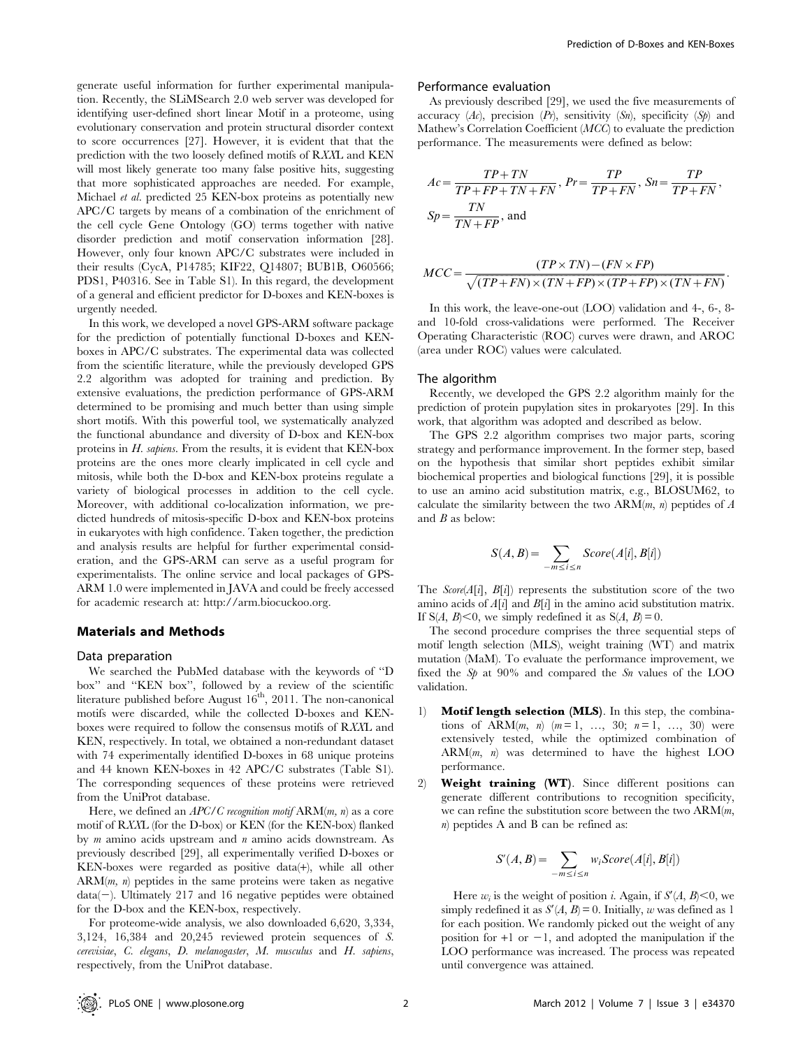generate useful information for further experimental manipulation. Recently, the SLiMSearch 2.0 web server was developed for identifying user-defined short linear Motif in a proteome, using evolutionary conservation and protein structural disorder context to score occurrences [27]. However, it is evident that the prediction with the two loosely defined motifs of R*XX*L and KEN will most likely generate too many false positive hits, suggesting that more sophisticated approaches are needed. For example, Michael *et al.* predicted 25 KEN-box proteins as potentially new APC/C targets by means of a combination of the enrichment of the cell cycle Gene Ontology (GO) terms together with native disorder prediction and motif conservation information [28]. However, only four known APC/C substrates were included in their results (CycA, P14785; KIF22, Q14807; BUB1B, O60566; PDS1, P40316. See in Table S1). In this regard, the development of a general and efficient predictor for D-boxes and KEN-boxes is urgently needed.

In this work, we developed a novel GPS-ARM software package for the prediction of potentially functional D-boxes and KEN-boxes in APC/C substrates. The experimental data was collected from the scientific literature, while the previously developed GPS 2.2 algorithm was adopted for training and prediction. By extensive evaluations, the prediction performance of GPS-ARM determined to be promising and much better than using simple short motifs. With this powerful tool, we systematically analyzed the functional abundance and diversity of D-box and KEN-box proteins in *H. sapiens*. From the results, it is evident that KEN-box proteins are the ones more clearly implicated in cell cycle and mitosis, while both the D-box and KEN-box proteins regulate a variety of biological processes in addition to the cell cycle. Moreover, with additional co-localization information, we predicted hundreds of mitosis-specific D-box and KEN-box proteins in eukaryotes with high confidence. Taken together, the prediction and analysis results are helpful for further experimental consideration, and the GPS-ARM can serve as a useful program for experimentalists. The online service and local packages of GPS-ARM 1.0 were implemented in JAVA and could be freely accessed for academic research at: http://arm.biocuckoo.org.

## Materials and Methods

### Data preparation

We searched the PubMed database with the keywords of "D box" and "KEN box", followed by a review of the scientific literature published before August 16[th], 2011. The non-canonical motifs were discarded, while the collected D-boxes and KEN-boxes were required to follow the consensus motifs of R*XX*L and KEN, respectively. In total, we obtained a non-redundant dataset with 74 experimentally identified D-boxes in 68 unique proteins and 44 known KEN-boxes in 42 APC/C substrates (Table S1). The corresponding sequences of these proteins were retrieved from the UniProt database.

Here, we defined an *APC/C recognition motif* ARM($m$, $n$) as a core motif of R*XX*L (for the D-box) or KEN (for the KEN-box) flanked by $m$ amino acids upstream and $n$ amino acids downstream. As previously described [29], all experimentally verified D-boxes or KEN-boxes were regarded as positive data(+), while all other ARM($m$, $n$) peptides in the same proteins were taken as negative data(−). Ultimately 217 and 16 negative peptides were obtained for the D-box and the KEN-box, respectively.

For proteome-wide analysis, we also downloaded 6,620, 3,334, 3,124, 16,384 and 20,245 reviewed protein sequences of *S. cerevisiae*, *C. elegans*, *D. melanogaster*, *M. musculus* and *H. sapiens*, respectively, from the UniProt database.

### Performance evaluation

As previously described [29], we used the five measurements of accuracy (*Ac*), precision (*Pr*), sensitivity (*Sn*), specificity (*Sp*) and Mathew's Correlation Coefficient (*MCC*) to evaluate the prediction performance. The measurements were defined as below:

$$Ac = \frac{TP+TN}{TP+FP+TN+FN},\ Pr = \frac{TP}{TP+FN},\ Sn = \frac{TP}{TP+FN},$$

$$Sp = \frac{TN}{TN+FP},\ \text{and}$$

$$MCC = \frac{(TP \times TN) - (FN \times FP)}{\sqrt{(TP+FN)\times(TN+FP)\times(TP+FP)\times(TN+FN)}}.$$

In this work, the leave-one-out (LOO) validation and 4-, 6-, 8- and 10-fold cross-validations were performed. The Receiver Operating Characteristic (ROC) curves were drawn, and AROC (area under ROC) values were calculated.

### The algorithm

Recently, we developed the GPS 2.2 algorithm mainly for the prediction of protein pupylation sites in prokaryotes [29]. In this work, that algorithm was adopted and described as below.

The GPS 2.2 algorithm comprises two major parts, scoring strategy and performance improvement. In the former step, based on the hypothesis that similar short peptides exhibit similar biochemical properties and biological functions [29], it is possible to use an amino acid substitution matrix, e.g., BLOSUM62, to calculate the similarity between the two ARM($m$, $n$) peptides of $A$ and $B$ as below:

$$S(A,B) = \sum_{-m \le i \le n} Score(A[i], B[i])$$

The $Score(A[i], B[i])$ represents the substitution score of the two amino acids of $A[i]$ and $B[i]$ in the amino acid substitution matrix. If $S(A, B) < 0$, we simply redefined it as $S(A, B) = 0$.

The second procedure comprises the three sequential steps of motif length selection (MLS), weight training (WT) and matrix mutation (MaM). To evaluate the performance improvement, we fixed the *Sp* at 90% and compared the *Sn* values of the LOO validation.

1) **Motif length selection (MLS)**. In this step, the combinations of ARM($m$, $n$) ($m = 1$, …, 30; $n = 1$, …, 30) were extensively tested, while the optimized combination of ARM($m$, $n$) was determined to have the highest LOO performance.
2) **Weight training (WT)**. Since different positions can generate different contributions to recognition specificity, we can refine the substitution score between the two ARM($m$, $n$) peptides A and B can be refined as:

$$S'(A,B) = \sum_{-m \le i \le n} w_i Score(A[i], B[i])$$

Here $w_i$ is the weight of position $i$. Again, if $S'(A, B) < 0$, we simply redefined it as $S'(A, B) = 0$. Initially, $w$ was defined as 1 for each position. We randomly picked out the weight of any position for +1 or −1, and adopted the manipulation if the LOO performance was increased. The process was repeated until convergence was attained.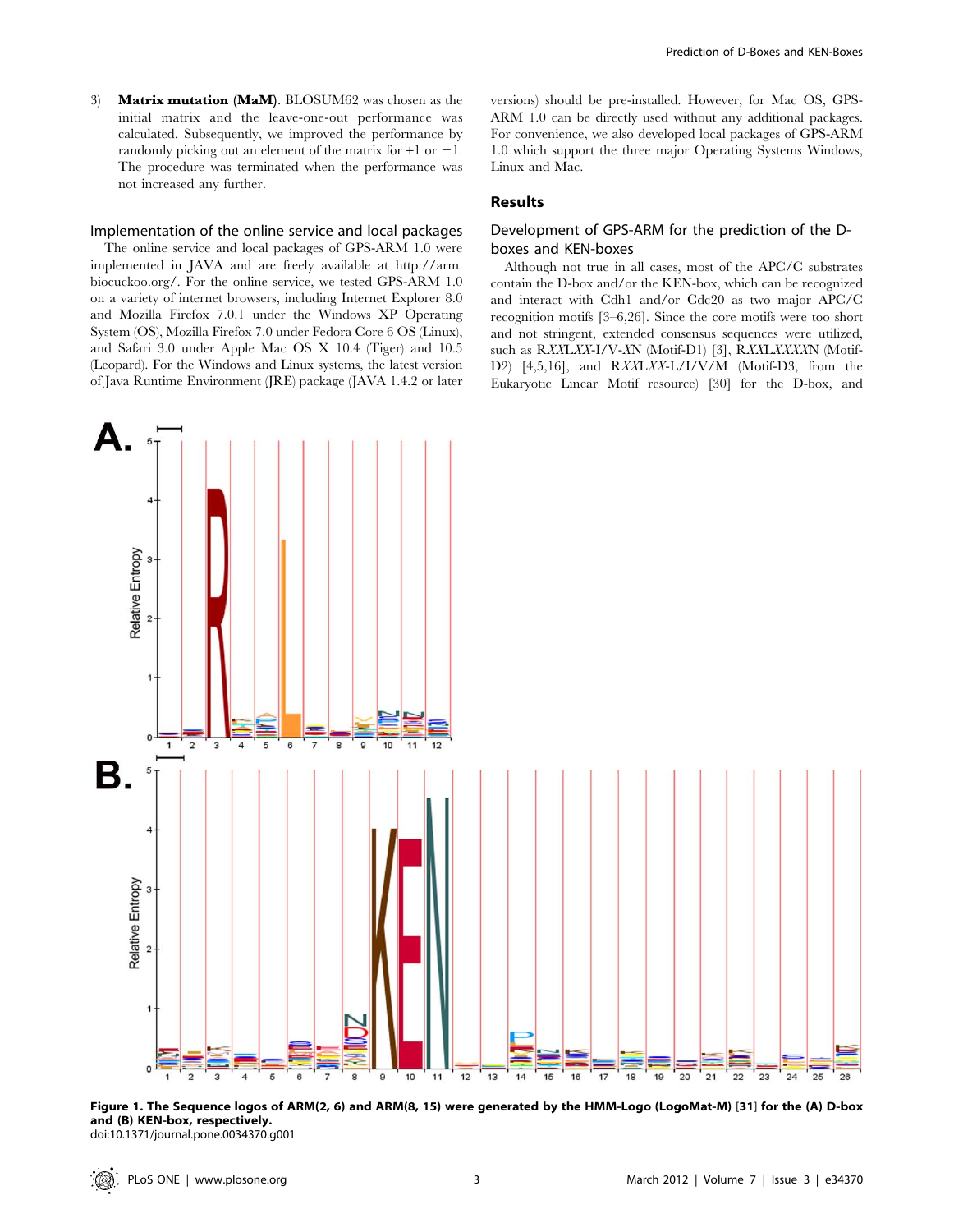3) **Matrix mutation (MaM)**. BLOSUM62 was chosen as the initial matrix and the leave-one-out performance was calculated. Subsequently, we improved the performance by randomly picking out an element of the matrix for +1 or −1. The procedure was terminated when the performance was not increased any further.

## Implementation of the online service and local packages

The online service and local packages of GPS-ARM 1.0 were implemented in JAVA and are freely available at http://arm.biocuckoo.org/. For the online service, we tested GPS-ARM 1.0 on a variety of internet browsers, including Internet Explorer 8.0 and Mozilla Firefox 7.0.1 under the Windows XP Operating System (OS), Mozilla Firefox 7.0 under Fedora Core 6 OS (Linux), and Safari 3.0 under Apple Mac OS X 10.4 (Tiger) and 10.5 (Leopard). For the Windows and Linux systems, the latest version of Java Runtime Environment (JRE) package (JAVA 1.4.2 or later versions) should be pre-installed. However, for Mac OS, GPS-ARM 1.0 can be directly used without any additional packages. For convenience, we also developed local packages of GPS-ARM 1.0 which support the three major Operating Systems Windows, Linux and Mac.

# Results

## Development of GPS-ARM for the prediction of the D-boxes and KEN-boxes

Although not true in all cases, most of the APC/C substrates contain the D-box and/or the KEN-box, which can be recognized and interact with Cdh1 and/or Cdc20 as two major APC/C recognition motifs [3–6,26]. Since the core motifs were too short and not stringent, extended consensus sequences were utilized, such as R*XX*L*XX*-I/V-*X*N (Motif-D1) [3], R*XX*L*XXXX*N (Motif-D2) [4,5,16], and R*XX*L*XX*-L/I/V/M (Motif-D3, from the Eukaryotic Linear Motif resource) [30] for the D-box, and

**Figure 1. The Sequence logos of ARM(2, 6) and ARM(8, 15) were generated by the HMM-Logo (LogoMat-M) [31] for the (A) D-box and (B) KEN-box, respectively.**
doi:10.1371/journal.pone.0034370.g001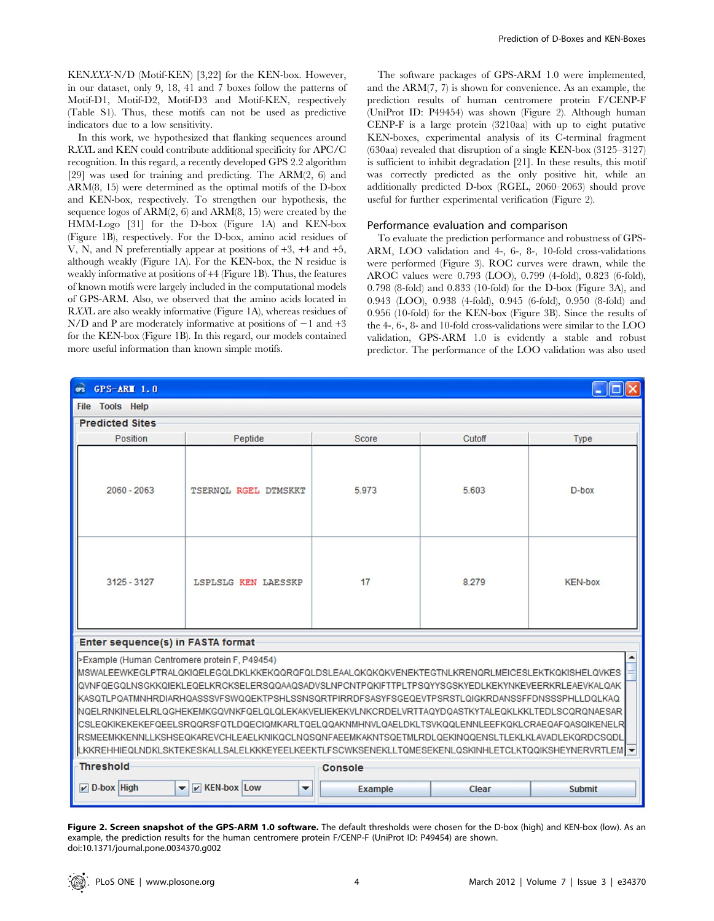KEN*XXX*-N/D (Motif-KEN) [3,22] for the KEN-box. However, in our dataset, only 9, 18, 41 and 7 boxes follow the patterns of Motif-D1, Motif-D2, Motif-D3 and Motif-KEN, respectively (Table S1). Thus, these motifs can not be used as predictive indicators due to a low sensitivity.

In this work, we hypothesized that flanking sequences around R*XX*L and KEN could contribute additional specificity for APC/C recognition. In this regard, a recently developed GPS 2.2 algorithm [29] was used for training and predicting. The ARM(2, 6) and ARM(8, 15) were determined as the optimal motifs of the D-box and KEN-box, respectively. To strengthen our hypothesis, the sequence logos of ARM(2, 6) and ARM(8, 15) were created by the HMM-Logo [31] for the D-box (Figure 1A) and KEN-box (Figure 1B), respectively. For the D-box, amino acid residues of V, N, and N preferentially appear at positions of +3, +4 and +5, although weakly (Figure 1A). For the KEN-box, the N residue is weakly informative at positions of +4 (Figure 1B). Thus, the features of known motifs were largely included in the computational models of GPS-ARM. Also, we observed that the amino acids located in R*XX*L are also weakly informative (Figure 1A), whereas residues of N/D and P are moderately informative at positions of −1 and +3 for the KEN-box (Figure 1B). In this regard, our models contained more useful information than known simple motifs.

The software packages of GPS-ARM 1.0 were implemented, and the ARM(7, 7) is shown for convenience. As an example, the prediction results of human centromere protein F/CENP-F (UniProt ID: P49454) was shown (Figure 2). Although human CENP-F is a large protein (3210aa) with up to eight putative KEN-boxes, experimental analysis of its C-terminal fragment (630aa) revealed that disruption of a single KEN-box (3125–3127) is sufficient to inhibit degradation [21]. In these results, this motif was correctly predicted as the only positive hit, while an additionally predicted D-box (RGEL, 2060–2063) should prove useful for further experimental verification (Figure 2).

## Performance evaluation and comparison

To evaluate the prediction performance and robustness of GPS-ARM, LOO validation and 4-, 6-, 8-, 10-fold cross-validations were performed (Figure 3). ROC curves were drawn, while the AROC values were 0.793 (LOO), 0.799 (4-fold), 0.823 (6-fold), 0.798 (8-fold) and 0.833 (10-fold) for the D-box (Figure 3A), and 0.943 (LOO), 0.938 (4-fold), 0.945 (6-fold), 0.950 (8-fold) and 0.956 (10-fold) for the KEN-box (Figure 3B). Since the results of the 4-, 6-, 8- and 10-fold cross-validations were similar to the LOO validation, GPS-ARM 1.0 is evidently a stable and robust predictor. The performance of the LOO validation was also used

| Position | Peptide | Score | Cutoff | Type |
|---|---|---|---|---|
| 2060 - 2063 | TSERNQL RGEL DTMSKKT | 5.973 | 5.603 | D-box |
| 3125 - 3127 | LSPLSLG KEN LAESSKP | 17 | 8.279 | KEN-box |

**Figure 2. Screen snapshot of the GPS-ARM 1.0 software.** The default thresholds were chosen for the D-box (high) and KEN-box (low). As an example, the prediction results for the human centromere protein F/CENP-F (UniProt ID: P49454) are shown.
doi:10.1371/journal.pone.0034370.g002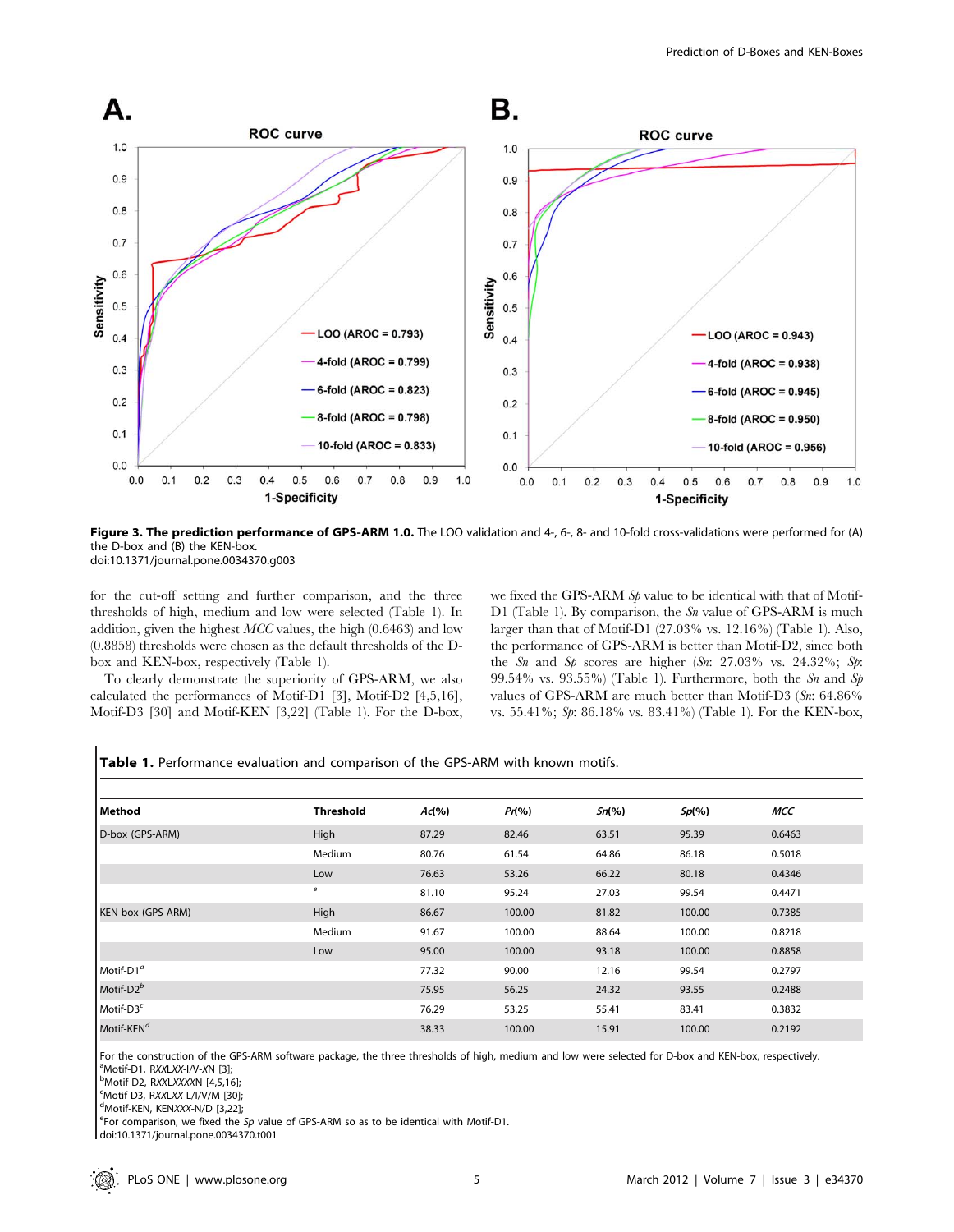**Figure 3. The prediction performance of GPS-ARM 1.0.** The LOO validation and 4-, 6-, 8- and 10-fold cross-validations were performed for (A) the D-box and (B) the KEN-box.
doi:10.1371/journal.pone.0034370.g003

for the cut-off setting and further comparison, and the three thresholds of high, medium and low were selected (Table 1). In addition, given the highest *MCC* values, the high (0.6463) and low (0.8858) thresholds were chosen as the default thresholds of the D-box and KEN-box, respectively (Table 1).

To clearly demonstrate the superiority of GPS-ARM, we also calculated the performances of Motif-D1 [3], Motif-D2 [4,5,16], Motif-D3 [30] and Motif-KEN [3,22] (Table 1). For the D-box, we fixed the GPS-ARM *Sp* value to be identical with that of Motif-D1 (Table 1). By comparison, the *Sn* value of GPS-ARM is much larger than that of Motif-D1 (27.03% vs. 12.16%) (Table 1). Also, the performance of GPS-ARM is better than Motif-D2, since both the *Sn* and *Sp* scores are higher (*Sn*: 27.03% vs. 24.32%; *Sp*: 99.54% vs. 93.55%) (Table 1). Furthermore, both the *Sn* and *Sp* values of GPS-ARM are much better than Motif-D3 (*Sn*: 64.86% vs. 55.41%; *Sp*: 86.18% vs. 83.41%) (Table 1). For the KEN-box,

**Table 1.** Performance evaluation and comparison of the GPS-ARM with known motifs.

| Method | Threshold | *Ac*(%) | *Pr*(%) | *Sn*(%) | *Sp*(%) | *MCC* |
|---|---|---|---|---|---|---|
| D-box (GPS-ARM) | High | 87.29 | 82.46 | 63.51 | 95.39 | 0.6463 |
| | Medium | 80.76 | 61.54 | 64.86 | 86.18 | 0.5018 |
| | Low | 76.63 | 53.26 | 66.22 | 80.18 | 0.4346 |
| | [e] | 81.10 | 95.24 | 27.03 | 99.54 | 0.4471 |
| KEN-box (GPS-ARM) | High | 86.67 | 100.00 | 81.82 | 100.00 | 0.7385 |
| | Medium | 91.67 | 100.00 | 88.64 | 100.00 | 0.8218 |
| | Low | 95.00 | 100.00 | 93.18 | 100.00 | 0.8858 |
| Motif-D1[a] | | 77.32 | 90.00 | 12.16 | 99.54 | 0.2797 |
| Motif-D2[b] | | 75.95 | 56.25 | 24.32 | 93.55 | 0.2488 |
| Motif-D3[c] | | 76.29 | 53.25 | 55.41 | 83.41 | 0.3832 |
| Motif-KEN[d] | | 38.33 | 100.00 | 15.91 | 100.00 | 0.2192 |

For the construction of the GPS-ARM software package, the three thresholds of high, medium and low were selected for D-box and KEN-box, respectively.
[a]Motif-D1, R*XX*L*XX*-I/V-*X*N [3];
[b]Motif-D2, R*XX*L*XXXXX*N [4,5,16];
[c]Motif-D3, R*XX*L*XX*-L/I/V/M [30];
[d]Motif-KEN, KEN*XXX*-N/D [3,22];
[e]For comparison, we fixed the *Sp* value of GPS-ARM so as to be identical with Motif-D1.
doi:10.1371/journal.pone.0034370.t001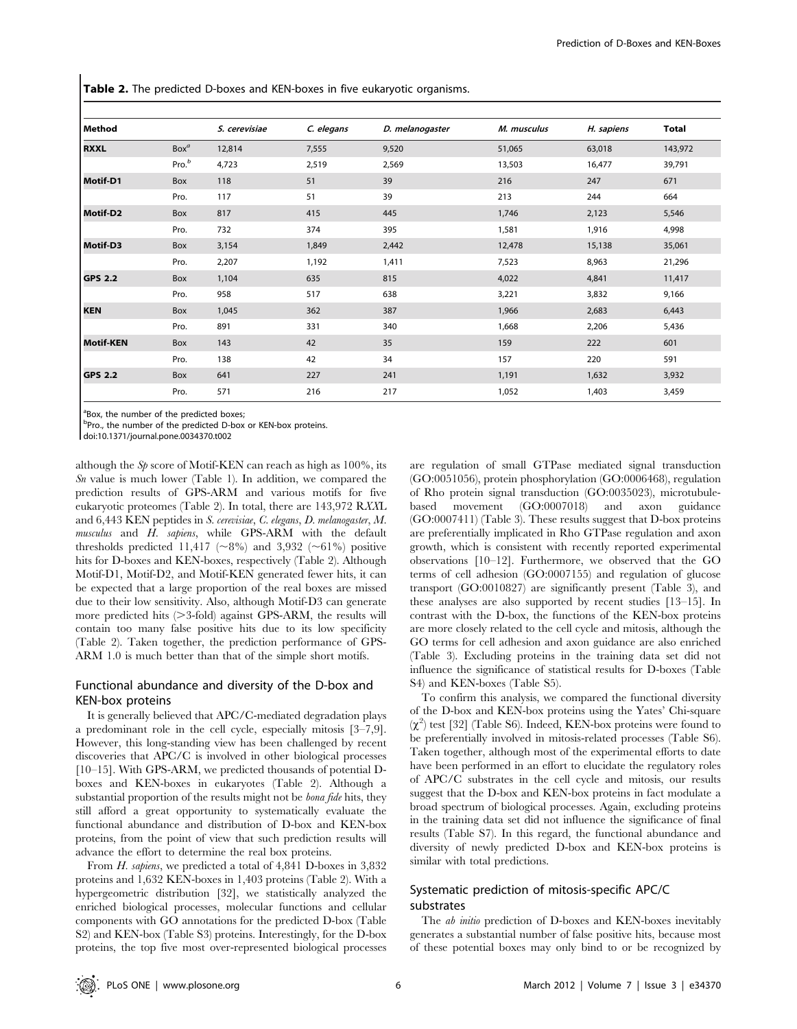**Table 2.** The predicted D-boxes and KEN-boxes in five eukaryotic organisms.

| Method | | *S. cerevisiae* | *C. elegans* | *D. melanogaster* | *M. musculus* | *H. sapiens* | Total |
|---|---|---|---|---|---|---|---|
| **RXXL** | Box[a] | 12,814 | 7,555 | 9,520 | 51,065 | 63,018 | 143,972 |
| | Pro.[b] | 4,723 | 2,519 | 2,569 | 13,503 | 16,477 | 39,791 |
| **Motif-D1** | Box | 118 | 51 | 39 | 216 | 247 | 671 |
| | Pro. | 117 | 51 | 39 | 213 | 244 | 664 |
| **Motif-D2** | Box | 817 | 415 | 445 | 1,746 | 2,123 | 5,546 |
| | Pro. | 732 | 374 | 395 | 1,581 | 1,916 | 4,998 |
| **Motif-D3** | Box | 3,154 | 1,849 | 2,442 | 12,478 | 15,138 | 35,061 |
| | Pro. | 2,207 | 1,192 | 1,411 | 7,523 | 8,963 | 21,296 |
| **GPS 2.2** | Box | 1,104 | 635 | 815 | 4,022 | 4,841 | 11,417 |
| | Pro. | 958 | 517 | 638 | 3,221 | 3,832 | 9,166 |
| **KEN** | Box | 1,045 | 362 | 387 | 1,966 | 2,683 | 6,443 |
| | Pro. | 891 | 331 | 340 | 1,668 | 2,206 | 5,436 |
| **Motif-KEN** | Box | 143 | 42 | 35 | 159 | 222 | 601 |
| | Pro. | 138 | 42 | 34 | 157 | 220 | 591 |
| **GPS 2.2** | Box | 641 | 227 | 241 | 1,191 | 1,632 | 3,932 |
| | Pro. | 571 | 216 | 217 | 1,052 | 1,403 | 3,459 |

[a]Box, the number of the predicted boxes;
[b]Pro., the number of the predicted D-box or KEN-box proteins.
doi:10.1371/journal.pone.0034370.t002

although the *Sp* score of Motif-KEN can reach as high as 100%, its *Sn* value is much lower (Table 1). In addition, we compared the prediction results of GPS-ARM and various motifs for five eukaryotic proteomes (Table 2). In total, there are 143,972 RXXL and 6,443 KEN peptides in *S. cerevisiae*, *C. elegans*, *D. melanogaster*, *M. musculus* and *H. sapiens*, while GPS-ARM with the default thresholds predicted 11,417 (~8%) and 3,932 (~61%) positive hits for D-boxes and KEN-boxes, respectively (Table 2). Although Motif-D1, Motif-D2, and Motif-KEN generated fewer hits, it can be expected that a large proportion of the real boxes are missed due to their low sensitivity. Also, although Motif-D3 can generate more predicted hits (>3-fold) against GPS-ARM, the results will contain too many false positive hits due to its low specificity (Table 2). Taken together, the prediction performance of GPS-ARM 1.0 is much better than that of the simple short motifs.

## Functional abundance and diversity of the D-box and KEN-box proteins

It is generally believed that APC/C-mediated degradation plays a predominant role in the cell cycle, especially mitosis [3–7,9]. However, this long-standing view has been challenged by recent discoveries that APC/C is involved in other biological processes [10–15]. With GPS-ARM, we predicted thousands of potential D-boxes and KEN-boxes in eukaryotes (Table 2). Although a substantial proportion of the results might not be *bona fide* hits, they still afford a great opportunity to systematically evaluate the functional abundance and distribution of D-box and KEN-box proteins, from the point of view that such prediction results will advance the effort to determine the real box proteins.

From *H. sapiens*, we predicted a total of 4,841 D-boxes in 3,832 proteins and 1,632 KEN-boxes in 1,403 proteins (Table 2). With a hypergeometric distribution [32], we statistically analyzed the enriched biological processes, molecular functions and cellular components with GO annotations for the predicted D-box (Table S2) and KEN-box (Table S3) proteins. Interestingly, for the D-box proteins, the top five most over-represented biological processes are regulation of small GTPase mediated signal transduction (GO:0051056), protein phosphorylation (GO:0006468), regulation of Rho protein signal transduction (GO:0035023), microtubule-based movement (GO:0007018) and axon guidance (GO:0007411) (Table 3). These results suggest that D-box proteins are preferentially implicated in Rho GTPase regulation and axon growth, which is consistent with recently reported experimental observations [10–12]. Furthermore, we observed that the GO terms of cell adhesion (GO:0007155) and regulation of glucose transport (GO:0010827) are significantly present (Table 3), and these analyses are also supported by recent studies [13–15]. In contrast with the D-box, the functions of the KEN-box proteins are more closely related to the cell cycle and mitosis, although the GO terms for cell adhesion and axon guidance are also enriched (Table 3). Excluding proteins in the training data set did not influence the significance of statistical results for D-boxes (Table S4) and KEN-boxes (Table S5).

To confirm this analysis, we compared the functional diversity of the D-box and KEN-box proteins using the Yates' Chi-square ($\chi^2$) test [32] (Table S6). Indeed, KEN-box proteins were found to be preferentially involved in mitosis-related processes (Table S6). Taken together, although most of the experimental efforts to date have been performed in an effort to elucidate the regulatory roles of APC/C substrates in the cell cycle and mitosis, our results suggest that the D-box and KEN-box proteins in fact modulate a broad spectrum of biological processes. Again, excluding proteins in the training data set did not influence the significance of final results (Table S7). In this regard, the functional abundance and diversity of newly predicted D-box and KEN-box proteins is similar with total predictions.

## Systematic prediction of mitosis-specific APC/C substrates

The *ab initio* prediction of D-boxes and KEN-boxes inevitably generates a substantial number of false positive hits, because most of these potential boxes may only bind to or be recognized by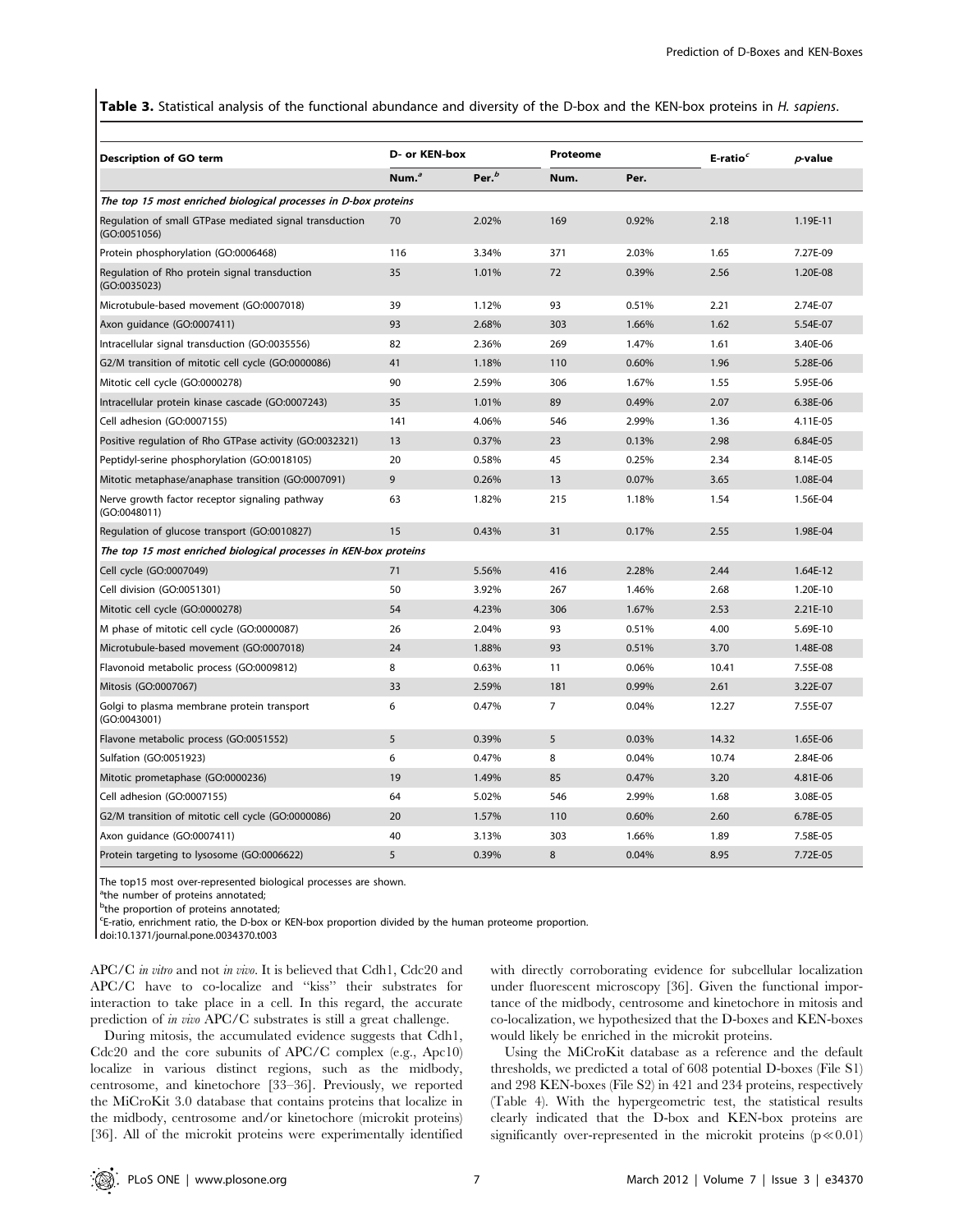**Table 3.** Statistical analysis of the functional abundance and diversity of the D-box and the KEN-box proteins in *H. sapiens*.

| Description of GO term | D- or KEN-box | | Proteome | | E-ratio[c] | *p*-value |
|---|---|---|---|---|---|---|
| | Num.[a] | Per.[b] | Num. | Per. | | |
| ***The top 15 most enriched biological processes in D-box proteins*** | | | | | | |
| Regulation of small GTPase mediated signal transduction (GO:0051056) | 70 | 2.02% | 169 | 0.92% | 2.18 | 1.19E-11 |
| Protein phosphorylation (GO:0006468) | 116 | 3.34% | 371 | 2.03% | 1.65 | 7.27E-09 |
| Regulation of Rho protein signal transduction (GO:0035023) | 35 | 1.01% | 72 | 0.39% | 2.56 | 1.20E-08 |
| Microtubule-based movement (GO:0007018) | 39 | 1.12% | 93 | 0.51% | 2.21 | 2.74E-07 |
| Axon guidance (GO:0007411) | 93 | 2.68% | 303 | 1.66% | 1.62 | 5.54E-07 |
| Intracellular signal transduction (GO:0035556) | 82 | 2.36% | 269 | 1.47% | 1.61 | 3.40E-06 |
| G2/M transition of mitotic cell cycle (GO:0000086) | 41 | 1.18% | 110 | 0.60% | 1.96 | 5.28E-06 |
| Mitotic cell cycle (GO:0000278) | 90 | 2.59% | 306 | 1.67% | 1.55 | 5.95E-06 |
| Intracellular protein kinase cascade (GO:0007243) | 35 | 1.01% | 89 | 0.49% | 2.07 | 6.38E-06 |
| Cell adhesion (GO:0007155) | 141 | 4.06% | 546 | 2.99% | 1.36 | 4.11E-05 |
| Positive regulation of Rho GTPase activity (GO:0032321) | 13 | 0.37% | 23 | 0.13% | 2.98 | 6.84E-05 |
| Peptidyl-serine phosphorylation (GO:0018105) | 20 | 0.58% | 45 | 0.25% | 2.34 | 8.14E-05 |
| Mitotic metaphase/anaphase transition (GO:0007091) | 9 | 0.26% | 13 | 0.07% | 3.65 | 1.08E-04 |
| Nerve growth factor receptor signaling pathway (GO:0048011) | 63 | 1.82% | 215 | 1.18% | 1.54 | 1.56E-04 |
| Regulation of glucose transport (GO:0010827) | 15 | 0.43% | 31 | 0.17% | 2.55 | 1.98E-04 |
| ***The top 15 most enriched biological processes in KEN-box proteins*** | | | | | | |
| Cell cycle (GO:0007049) | 71 | 5.56% | 416 | 2.28% | 2.44 | 1.64E-12 |
| Cell division (GO:0051301) | 50 | 3.92% | 267 | 1.46% | 2.68 | 1.20E-10 |
| Mitotic cell cycle (GO:0000278) | 54 | 4.23% | 306 | 1.67% | 2.53 | 2.21E-10 |
| M phase of mitotic cell cycle (GO:0000087) | 26 | 2.04% | 93 | 0.51% | 4.00 | 5.69E-10 |
| Microtubule-based movement (GO:0007018) | 24 | 1.88% | 93 | 0.51% | 3.70 | 1.48E-08 |
| Flavonoid metabolic process (GO:0009812) | 8 | 0.63% | 11 | 0.06% | 10.41 | 7.55E-08 |
| Mitosis (GO:0007067) | 33 | 2.59% | 181 | 0.99% | 2.61 | 3.22E-07 |
| Golgi to plasma membrane protein transport (GO:0043001) | 6 | 0.47% | 7 | 0.04% | 12.27 | 7.55E-07 |
| Flavone metabolic process (GO:0051552) | 5 | 0.39% | 5 | 0.03% | 14.32 | 1.65E-06 |
| Sulfation (GO:0051923) | 6 | 0.47% | 8 | 0.04% | 10.74 | 2.84E-06 |
| Mitotic prometaphase (GO:0000236) | 19 | 1.49% | 85 | 0.47% | 3.20 | 4.81E-06 |
| Cell adhesion (GO:0007155) | 64 | 5.02% | 546 | 2.99% | 1.68 | 3.08E-05 |
| G2/M transition of mitotic cell cycle (GO:0000086) | 20 | 1.57% | 110 | 0.60% | 2.60 | 6.78E-05 |
| Axon guidance (GO:0007411) | 40 | 3.13% | 303 | 1.66% | 1.89 | 7.58E-05 |
| Protein targeting to lysosome (GO:0006622) | 5 | 0.39% | 8 | 0.04% | 8.95 | 7.72E-05 |

The top15 most over-represented biological processes are shown.
[a]the number of proteins annotated;
[b]the proportion of proteins annotated;
[c]E-ratio, enrichment ratio, the D-box or KEN-box proportion divided by the human proteome proportion.
doi:10.1371/journal.pone.0034370.t003

APC/C *in vitro* and not *in vivo*. It is believed that Cdh1, Cdc20 and APC/C have to co-localize and "kiss" their substrates for interaction to take place in a cell. In this regard, the accurate prediction of *in vivo* APC/C substrates is still a great challenge.

During mitosis, the accumulated evidence suggests that Cdh1, Cdc20 and the core subunits of APC/C complex (e.g., Apc10) localize in various distinct regions, such as the midbody, centrosome, and kinetochore [33–36]. Previously, we reported the MiCroKit 3.0 database that contains proteins that localize in the midbody, centrosome and/or kinetochore (microkit proteins) [36]. All of the microkit proteins were experimentally identified with directly corroborating evidence for subcellular localization under fluorescent microscopy [36]. Given the functional importance of the midbody, centrosome and kinetochore in mitosis and co-localization, we hypothesized that the D-boxes and KEN-boxes would likely be enriched in the microkit proteins.

Using the MiCroKit database as a reference and the default thresholds, we predicted a total of 608 potential D-boxes (File S1) and 298 KEN-boxes (File S2) in 421 and 234 proteins, respectively (Table 4). With the hypergeometric test, the statistical results clearly indicated that the D-box and KEN-box proteins are significantly over-represented in the microkit proteins ($p \ll 0.01$)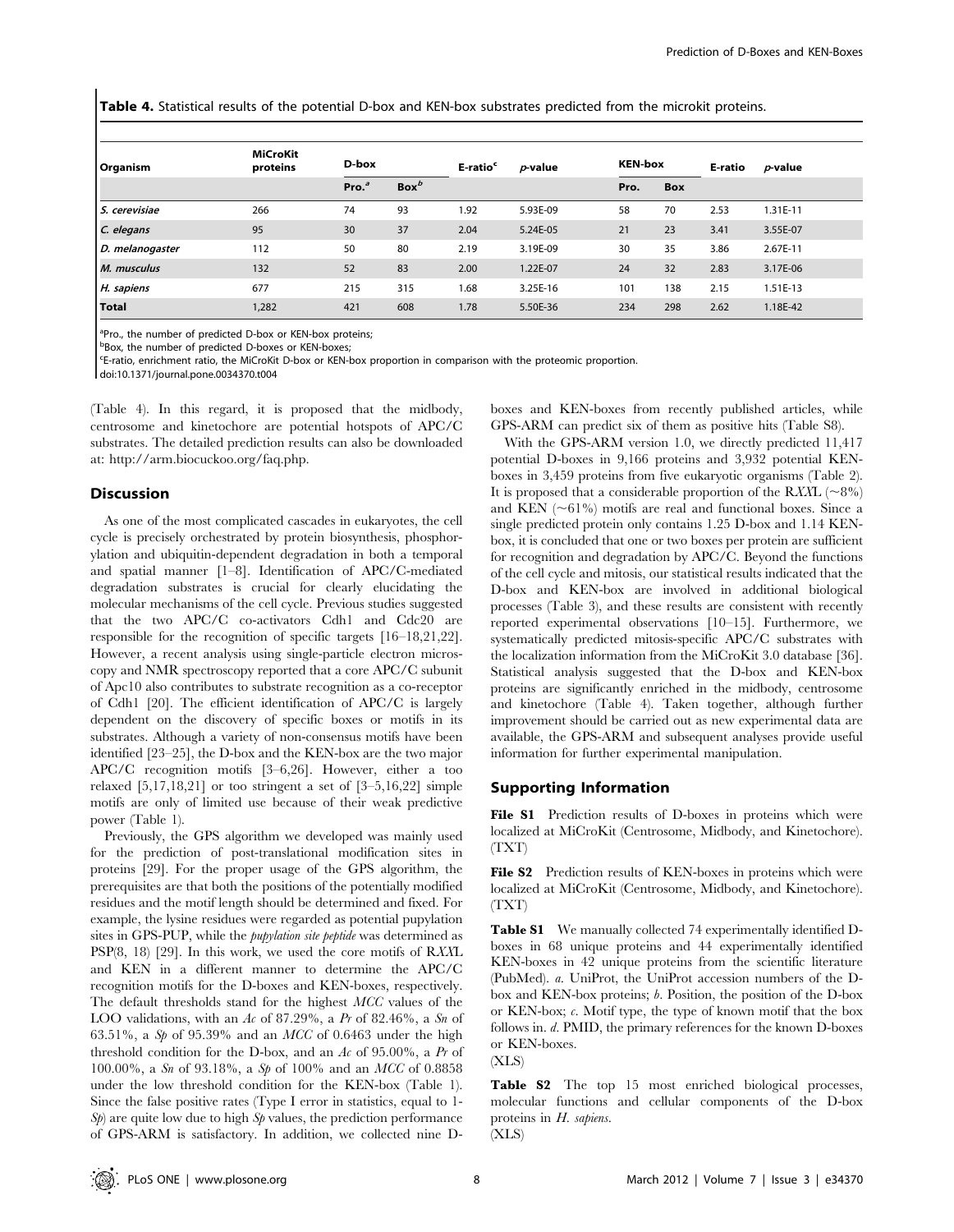**Table 4.** Statistical results of the potential D-box and KEN-box substrates predicted from the microkit proteins.

| Organism | MiCroKit proteins | D-box | | E-ratio[c] | *p*-value | KEN-box | | E-ratio | *p*-value |
|---|---|---|---|---|---|---|---|---|---|
| | | Pro.[a] | Box[b] | | | Pro. | Box | | |
| *S. cerevisiae* | 266 | 74 | 93 | 1.92 | 5.93E-09 | 58 | 70 | 2.53 | 1.31E-11 |
| *C. elegans* | 95 | 30 | 37 | 2.04 | 5.24E-05 | 21 | 23 | 3.41 | 3.55E-07 |
| *D. melanogaster* | 112 | 50 | 80 | 2.19 | 3.19E-09 | 30 | 35 | 3.86 | 2.67E-11 |
| *M. musculus* | 132 | 52 | 83 | 2.00 | 1.22E-07 | 24 | 32 | 2.83 | 3.17E-06 |
| *H. sapiens* | 677 | 215 | 315 | 1.68 | 3.25E-16 | 101 | 138 | 2.15 | 1.51E-13 |
| **Total** | 1,282 | 421 | 608 | 1.78 | 5.50E-36 | 234 | 298 | 2.62 | 1.18E-42 |

[a]Pro., the number of predicted D-box or KEN-box proteins;
[b]Box, the number of predicted D-boxes or KEN-boxes;
[c]E-ratio, enrichment ratio, the MiCroKit D-box or KEN-box proportion in comparison with the proteomic proportion.
doi:10.1371/journal.pone.0034370.t004

(Table 4). In this regard, it is proposed that the midbody, centrosome and kinetochore are potential hotspots of APC/C substrates. The detailed prediction results can also be downloaded at: http://arm.biocuckoo.org/faq.php.

## Discussion

As one of the most complicated cascades in eukaryotes, the cell cycle is precisely orchestrated by protein biosynthesis, phosphorylation and ubiquitin-dependent degradation in both a temporal and spatial manner [1–8]. Identification of APC/C-mediated degradation substrates is crucial for clearly elucidating the molecular mechanisms of the cell cycle. Previous studies suggested that the two APC/C co-activators Cdh1 and Cdc20 are responsible for the recognition of specific targets [16–18,21,22]. However, a recent analysis using single-particle electron microscopy and NMR spectroscopy reported that a core APC/C subunit of Apc10 also contributes to substrate recognition as a co-receptor of Cdh1 [20]. The efficient identification of APC/C is largely dependent on the discovery of specific boxes or motifs in its substrates. Although a variety of non-consensus motifs have been identified [23–25], the D-box and the KEN-box are the two major APC/C recognition motifs [3–6,26]. However, either a too relaxed [5,17,18,21] or too stringent a set of [3–5,16,22] simple motifs are only of limited use because of their weak predictive power (Table 1).

Previously, the GPS algorithm we developed was mainly used for the prediction of post-translational modification sites in proteins [29]. For the proper usage of the GPS algorithm, the prerequisites are that both the positions of the potentially modified residues and the motif length should be determined and fixed. For example, the lysine residues were regarded as potential pupylation sites in GPS-PUP, while the *pupylation site peptide* was determined as PSP(8, 18) [29]. In this work, we used the core motifs of R*XX*L and KEN in a different manner to determine the APC/C recognition motifs for the D-boxes and KEN-boxes, respectively. The default thresholds stand for the highest *MCC* values of the LOO validations, with an *Ac* of 87.29%, a *Pr* of 82.46%, a *Sn* of 63.51%, a *Sp* of 95.39% and an *MCC* of 0.6463 under the high threshold condition for the D-box, and an *Ac* of 95.00%, a *Pr* of 100.00%, a *Sn* of 93.18%, a *Sp* of 100% and an *MCC* of 0.8858 under the low threshold condition for the KEN-box (Table 1). Since the false positive rates (Type I error in statistics, equal to 1-*Sp*) are quite low due to high *Sp* values, the prediction performance of GPS-ARM is satisfactory. In addition, we collected nine D-boxes and KEN-boxes from recently published articles, while GPS-ARM can predict six of them as positive hits (Table S8).

With the GPS-ARM version 1.0, we directly predicted 11,417 potential D-boxes in 9,166 proteins and 3,932 potential KEN-boxes in 3,459 proteins from five eukaryotic organisms (Table 2). It is proposed that a considerable proportion of the R*XX*L (~8%) and KEN (~61%) motifs are real and functional boxes. Since a single predicted protein only contains 1.25 D-box and 1.14 KEN-box, it is concluded that one or two boxes per protein are sufficient for recognition and degradation by APC/C. Beyond the functions of the cell cycle and mitosis, our statistical results indicated that the D-box and KEN-box are involved in additional biological processes (Table 3), and these results are consistent with recently reported experimental observations [10–15]. Furthermore, we systematically predicted mitosis-specific APC/C substrates with the localization information from the MiCroKit 3.0 database [36]. Statistical analysis suggested that the D-box and KEN-box proteins are significantly enriched in the midbody, centrosome and kinetochore (Table 4). Taken together, although further improvement should be carried out as new experimental data are available, the GPS-ARM and subsequent analyses provide useful information for further experimental manipulation.

## Supporting Information

**File S1** Prediction results of D-boxes in proteins which were localized at MiCroKit (Centrosome, Midbody, and Kinetochore).
(TXT)

**File S2** Prediction results of KEN-boxes in proteins which were localized at MiCroKit (Centrosome, Midbody, and Kinetochore).
(TXT)

**Table S1** We manually collected 74 experimentally identified D-boxes in 68 unique proteins and 44 experimentally identified KEN-boxes in 42 unique proteins from the scientific literature (PubMed). *a*. UniProt, the UniProt accession numbers of the D-box and KEN-box proteins; *b*. Position, the position of the D-box or KEN-box; *c*. Motif type, the type of known motif that the box follows in. *d*. PMID, the primary references for the known D-boxes or KEN-boxes.
(XLS)

**Table S2** The top 15 most enriched biological processes, molecular functions and cellular components of the D-box proteins in *H. sapiens*.
(XLS)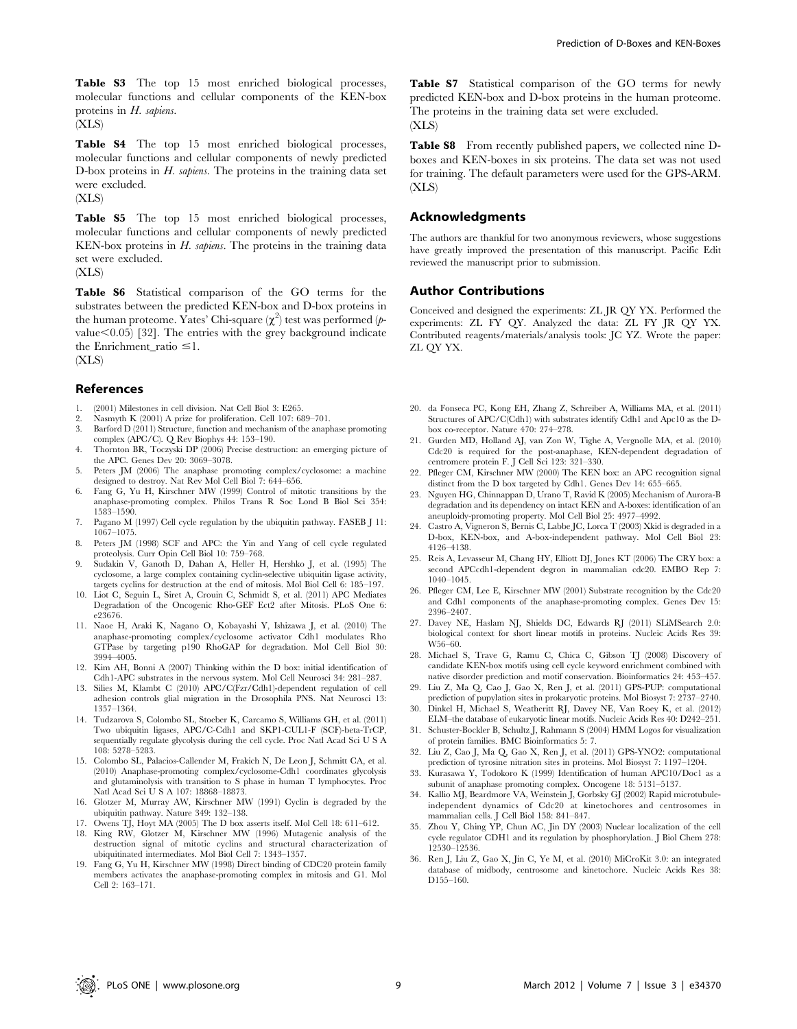**Table S3** The top 15 most enriched biological processes, molecular functions and cellular components of the KEN-box proteins in *H. sapiens*.
(XLS)

**Table S4** The top 15 most enriched biological processes, molecular functions and cellular components of newly predicted D-box proteins in *H. sapiens*. The proteins in the training data set were excluded.
(XLS)

**Table S5** The top 15 most enriched biological processes, molecular functions and cellular components of newly predicted KEN-box proteins in *H. sapiens*. The proteins in the training data set were excluded.
(XLS)

**Table S6** Statistical comparison of the GO terms for the substrates between the predicted KEN-box and D-box proteins in the human proteome. Yates' Chi-square ($\chi^2$) test was performed ($p$-value$<0.05$) [32]. The entries with the grey background indicate the Enrichment_ratio $\leq 1$.
(XLS)

**Table S7** Statistical comparison of the GO terms for newly predicted KEN-box and D-box proteins in the human proteome. The proteins in the training data set were excluded.
(XLS)

**Table S8** From recently published papers, we collected nine D-boxes and KEN-boxes in six proteins. The data set was not used for training. The default parameters were used for the GPS-ARM.
(XLS)

## Acknowledgments

The authors are thankful for two anonymous reviewers, whose suggestions have greatly improved the presentation of this manuscript. Pacific Edit reviewed the manuscript prior to submission.

## Author Contributions

Conceived and designed the experiments: ZL JR QY YX. Performed the experiments: ZL FY QY. Analyzed the data: ZL FY JR QY YX. Contributed reagents/materials/analysis tools: JC YZ. Wrote the paper: ZL QY YX.

## References

1. (2001) Milestones in cell division. Nat Cell Biol 3: E265.
2. Nasmyth K (2001) A prize for proliferation. Cell 107: 689–701.
3. Barford D (2011) Structure, function and mechanism of the anaphase promoting complex (APC/C). Q Rev Biophys 44: 153–190.
4. Thornton BR, Toczyski DP (2006) Precise destruction: an emerging picture of the APC. Genes Dev 20: 3069–3078.
5. Peters JM (2006) The anaphase promoting complex/cyclosome: a machine designed to destroy. Nat Rev Mol Cell Biol 7: 644–656.
6. Fang G, Yu H, Kirschner MW (1999) Control of mitotic transitions by the anaphase-promoting complex. Philos Trans R Soc Lond B Biol Sci 354: 1583–1590.
7. Pagano M (1997) Cell cycle regulation by the ubiquitin pathway. FASEB J 11: 1067–1075.
8. Peters JM (1998) SCF and APC: the Yin and Yang of cell cycle regulated proteolysis. Curr Opin Cell Biol 10: 759–768.
9. Sudakin V, Ganoth D, Dahan A, Heller H, Hershko J, et al. (1995) The cyclosome, a large complex containing cyclin-selective ubiquitin ligase activity, targets cyclins for destruction at the end of mitosis. Mol Biol Cell 6: 185–197.
10. Liot C, Seguin L, Siret A, Crouin C, Schmidt S, et al. (2011) APC Mediates Degradation of the Oncogenic Rho-GEF Ect2 after Mitosis. PLoS One 6: e23676.
11. Naoe H, Araki K, Nagano O, Kobayashi Y, Ishizawa J, et al. (2010) The anaphase-promoting complex/cyclosome activator Cdh1 modulates Rho GTPase by targeting p190 RhoGAP for degradation. Mol Cell Biol 30: 3994–4005.
12. Kim AH, Bonni A (2007) Thinking within the D box: initial identification of Cdh1-APC substrates in the nervous system. Mol Cell Neurosci 34: 281–287.
13. Silies M, Klambt C (2010) APC/C(Fzr/Cdh1)-dependent regulation of cell adhesion controls glial migration in the Drosophila PNS. Nat Neurosci 13: 1357–1364.
14. Tudzarova S, Colombo SL, Stoeber K, Carcamo S, Williams GH, et al. (2011) Two ubiquitin ligases, APC/C-Cdh1 and SKP1-CUL1-F (SCF)-beta-TrCP, sequentially regulate glycolysis during the cell cycle. Proc Natl Acad Sci U S A 108: 5278–5283.
15. Colombo SL, Palacios-Callender M, Frakich N, De Leon J, Schmitt CA, et al. (2010) Anaphase-promoting complex/cyclosome-Cdh1 coordinates glycolysis and glutaminolysis with transition to S phase in human T lymphocytes. Proc Natl Acad Sci U S A 107: 18868–18873.
16. Glotzer M, Murray AW, Kirschner MW (1991) Cyclin is degraded by the ubiquitin pathway. Nature 349: 132–138.
17. Owens TJ, Hoyt MA (2005) The D box asserts itself. Mol Cell 18: 611–612.
18. King RW, Glotzer M, Kirschner MW (1996) Mutagenic analysis of the destruction signal of mitotic cyclins and structural characterization of ubiquitinated intermediates. Mol Biol Cell 7: 1343–1357.
19. Fang G, Yu H, Kirschner MW (1998) Direct binding of CDC20 protein family members activates the anaphase-promoting complex in mitosis and G1. Mol Cell 2: 163–171.
20. da Fonseca PC, Kong EH, Zhang Z, Schreiber A, Williams MA, et al. (2011) Structures of APC/C(Cdh1) with substrates identify Cdh1 and Apc10 as the D-box co-receptor. Nature 470: 274–278.
21. Gurden MD, Holland AJ, van Zon W, Tighe A, Vergnolle MA, et al. (2010) Cdc20 is required for the post-anaphase, KEN-dependent degradation of centromere protein F. J Cell Sci 123: 321–330.
22. Pfleger CM, Kirschner MW (2000) The KEN box: an APC recognition signal distinct from the D box targeted by Cdh1. Genes Dev 14: 655–665.
23. Nguyen HG, Chinnappan D, Urano T, Ravid K (2005) Mechanism of Aurora-B degradation and its dependency on intact KEN and A-boxes: identification of an aneuploidy-promoting property. Mol Cell Biol 25: 4977–4992.
24. Castro A, Vigneron S, Bernis C, Labbe JC, Lorca T (2003) Xkid is degraded in a D-box, KEN-box, and A-box-independent pathway. Mol Cell Biol 23: 4126–4138.
25. Reis A, Levasseur M, Chang HY, Elliott DJ, Jones KT (2006) The CRY box: a second APCcdh1-dependent degron in mammalian cdc20. EMBO Rep 7: 1040–1045.
26. Pfleger CM, Lee E, Kirschner MW (2001) Substrate recognition by the Cdc20 and Cdh1 components of the anaphase-promoting complex. Genes Dev 15: 2396–2407.
27. Davey NE, Haslam NJ, Shields DC, Edwards RJ (2011) SLiMSearch 2.0: biological context for short linear motifs in proteins. Nucleic Acids Res 39: W56–60.
28. Michael S, Trave G, Ramu C, Chica C, Gibson TJ (2008) Discovery of candidate KEN-box motifs using cell cycle keyword enrichment combined with native disorder prediction and motif conservation. Bioinformatics 24: 453–457.
29. Liu Z, Ma Q, Cao J, Gao X, Ren J, et al. (2011) GPS-PUP: computational prediction of pupylation sites in prokaryotic proteins. Mol Biosyst 7: 2737–2740.
30. Dinkel H, Michael S, Weatheritt RJ, Davey NE, Van Roey K, et al. (2012) ELM–the database of eukaryotic linear motifs. Nucleic Acids Res 40: D242–251.
31. Schuster-Bockler B, Schultz J, Rahmann S (2004) HMM Logos for visualization of protein families. BMC Bioinformatics 5: 7.
32. Liu Z, Cao J, Ma Q, Gao X, Ren J, et al. (2011) GPS-YNO2: computational prediction of tyrosine nitration sites in proteins. Mol Biosyst 7: 1197–1204.
33. Kurasawa Y, Todokoro K (1999) Identification of human APC10/Doc1 as a subunit of anaphase promoting complex. Oncogene 18: 5131–5137.
34. Kallio MJ, Beardmore VA, Weinstein J, Gorbsky GJ (2002) Rapid microtubule-independent dynamics of Cdc20 at kinetochores and centrosomes in mammalian cells. J Cell Biol 158: 841–847.
35. Zhou Y, Ching YP, Chun AC, Jin DY (2003) Nuclear localization of the cell cycle regulator CDH1 and its regulation by phosphorylation. J Biol Chem 278: 12530–12536.
36. Ren J, Liu Z, Gao X, Jin C, Ye M, et al. (2010) MiCroKit 3.0: an integrated database of midbody, centrosome and kinetochore. Nucleic Acids Res 38: D155–160.